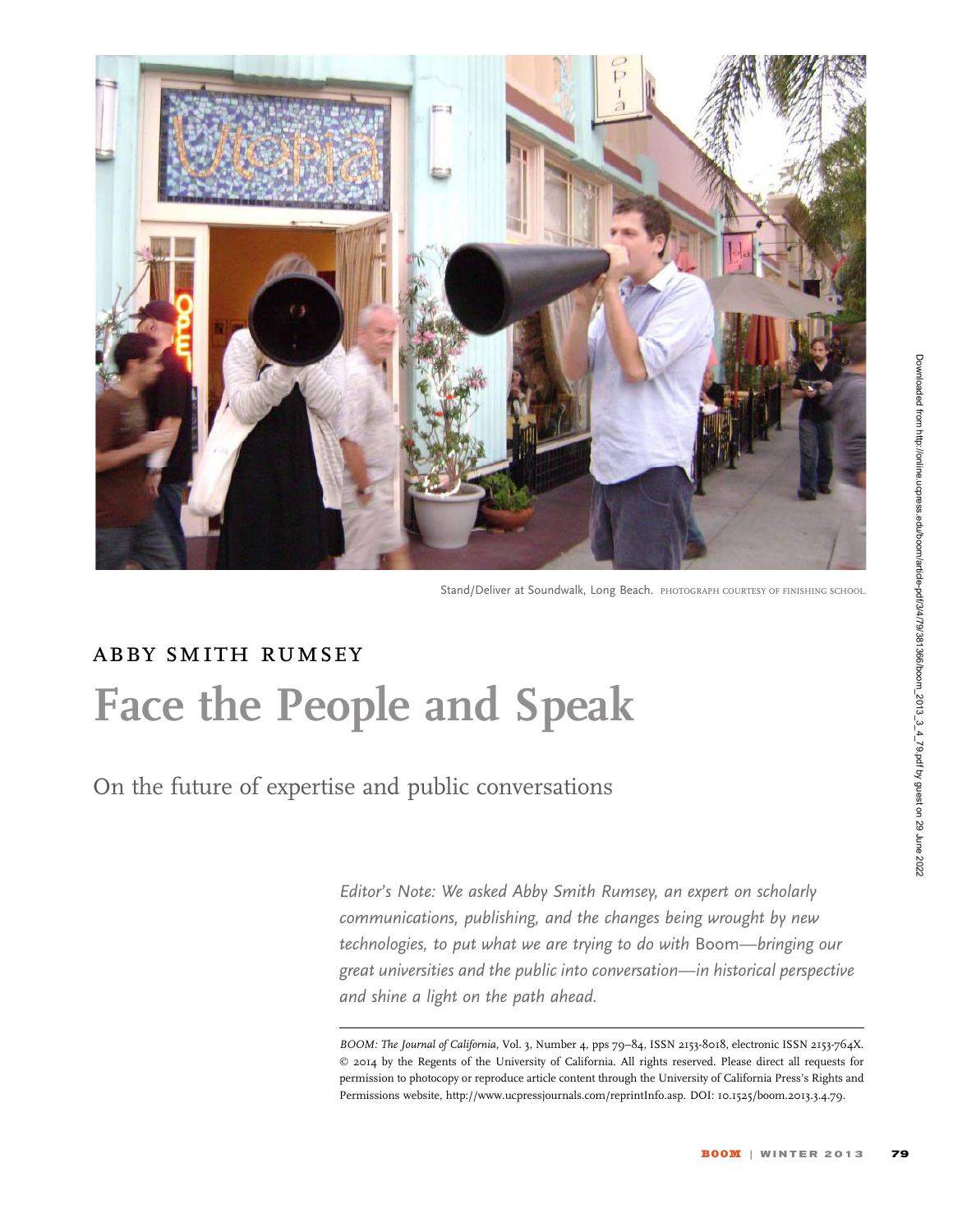Stand/Deliver at Soundwalk, Long Beach. PHOTOGRAPH COURTESY OF FINISHING SCHOOL.

ABBY SMITH RUMSEY

# Face the People and Speak

## On the future of expertise and public conversations

*Editor's Note: We asked Abby Smith Rumsey, an expert on scholarly communications, publishing, and the changes being wrought by new technologies, to put what we are trying to do with* Boom*—bringing our great universities and the public into conversation—in historical perspective and shine a light on the path ahead.*

*BOOM: The Journal of California*, Vol. 3, Number 4, pps 79–84, ISSN 2153-8018, electronic ISSN 2153-764X. © 2014 by the Regents of the University of California. All rights reserved. Please direct all requests for permission to photocopy or reproduce article content through the University of California Press's Rights and Permissions website, http://www.ucpressjournals.com/reprintInfo.asp. DOI: 10.1525/boom.2013.3.4.79.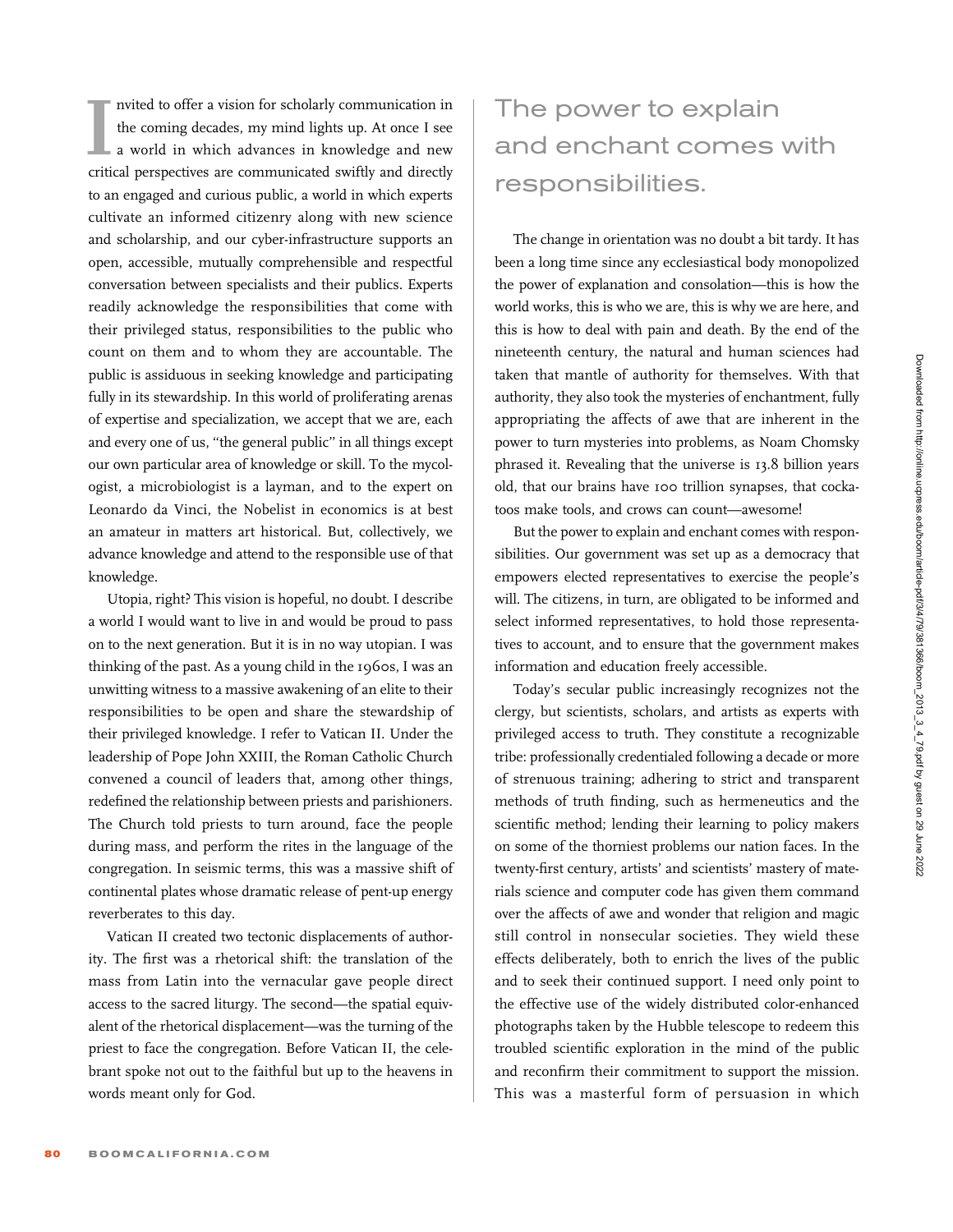Invited to offer a vision for scholarly communication in the coming decades, my mind lights up. At once I see a world in which advances in knowledge and new critical perspectives are communicated swiftly and directly to an engaged and curious public, a world in which experts cultivate an informed citizenry along with new science and scholarship, and our cyber-infrastructure supports an open, accessible, mutually comprehensible and respectful conversation between specialists and their publics. Experts readily acknowledge the responsibilities that come with their privileged status, responsibilities to the public who count on them and to whom they are accountable. The public is assiduous in seeking knowledge and participating fully in its stewardship. In this world of proliferating arenas of expertise and specialization, we accept that we are, each and every one of us, "the general public" in all things except our own particular area of knowledge or skill. To the mycologist, a microbiologist is a layman, and to the expert on Leonardo da Vinci, the Nobelist in economics is at best an amateur in matters art historical. But, collectively, we advance knowledge and attend to the responsible use of that knowledge.

Utopia, right? This vision is hopeful, no doubt. I describe a world I would want to live in and would be proud to pass on to the next generation. But it is in no way utopian. I was thinking of the past. As a young child in the 1960s, I was an unwitting witness to a massive awakening of an elite to their responsibilities to be open and share the stewardship of their privileged knowledge. I refer to Vatican II. Under the leadership of Pope John XXIII, the Roman Catholic Church convened a council of leaders that, among other things, redefined the relationship between priests and parishioners. The Church told priests to turn around, face the people during mass, and perform the rites in the language of the congregation. In seismic terms, this was a massive shift of continental plates whose dramatic release of pent-up energy reverberates to this day.

Vatican II created two tectonic displacements of authority. The first was a rhetorical shift: the translation of the mass from Latin into the vernacular gave people direct access to the sacred liturgy. The second—the spatial equivalent of the rhetorical displacement—was the turning of the priest to face the congregation. Before Vatican II, the celebrant spoke not out to the faithful but up to the heavens in words meant only for God.

## The power to explain and enchant comes with responsibilities.

The change in orientation was no doubt a bit tardy. It has been a long time since any ecclesiastical body monopolized the power of explanation and consolation—this is how the world works, this is who we are, this is why we are here, and this is how to deal with pain and death. By the end of the nineteenth century, the natural and human sciences had taken that mantle of authority for themselves. With that authority, they also took the mysteries of enchantment, fully appropriating the affects of awe that are inherent in the power to turn mysteries into problems, as Noam Chomsky phrased it. Revealing that the universe is 13.8 billion years old, that our brains have 100 trillion synapses, that cockatoos make tools, and crows can count—awesome!

But the power to explain and enchant comes with responsibilities. Our government was set up as a democracy that empowers elected representatives to exercise the people's will. The citizens, in turn, are obligated to be informed and select informed representatives, to hold those representatives to account, and to ensure that the government makes information and education freely accessible.

Today's secular public increasingly recognizes not the clergy, but scientists, scholars, and artists as experts with privileged access to truth. They constitute a recognizable tribe: professionally credentialed following a decade or more of strenuous training; adhering to strict and transparent methods of truth finding, such as hermeneutics and the scientific method; lending their learning to policy makers on some of the thorniest problems our nation faces. In the twenty-first century, artists' and scientists' mastery of materials science and computer code has given them command over the affects of awe and wonder that religion and magic still control in nonsecular societies. They wield these effects deliberately, both to enrich the lives of the public and to seek their continued support. I need only point to the effective use of the widely distributed color-enhanced photographs taken by the Hubble telescope to redeem this troubled scientific exploration in the mind of the public and reconfirm their commitment to support the mission. This was a masterful form of persuasion in which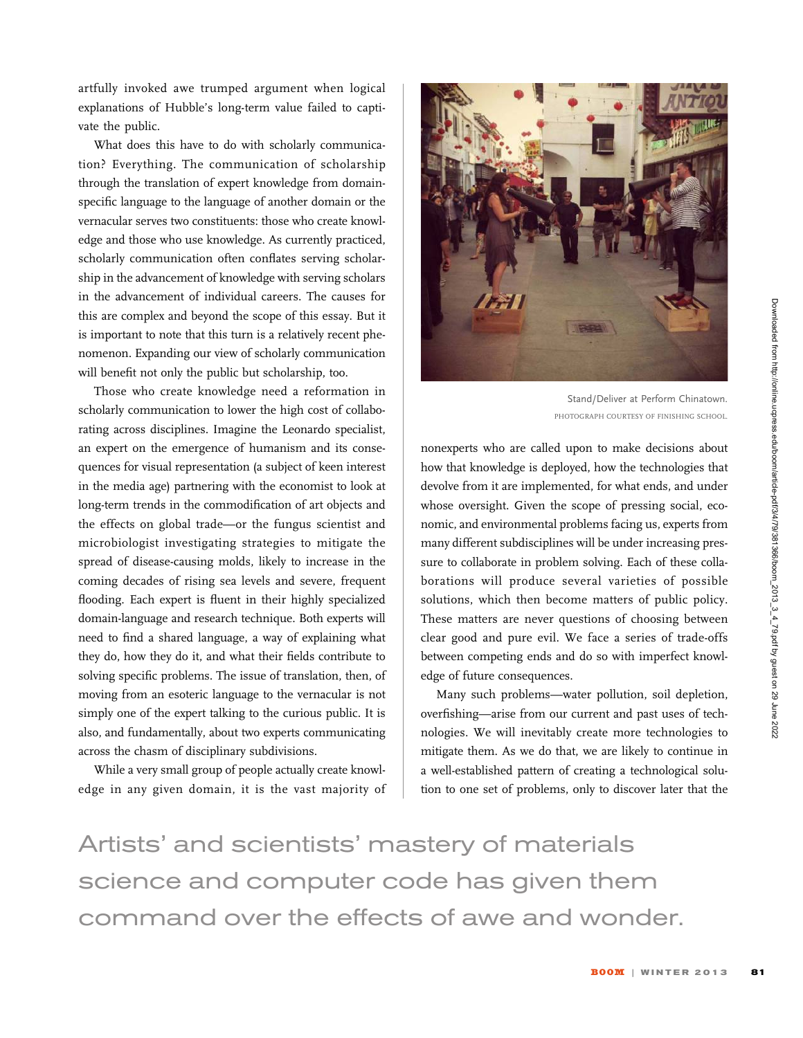artfully invoked awe trumped argument when logical explanations of Hubble's long-term value failed to captivate the public.

What does this have to do with scholarly communication? Everything. The communication of scholarship through the translation of expert knowledge from domain-specific language to the language of another domain or the vernacular serves two constituents: those who create knowledge and those who use knowledge. As currently practiced, scholarly communication often conflates serving scholarship in the advancement of knowledge with serving scholars in the advancement of individual careers. The causes for this are complex and beyond the scope of this essay. But it is important to note that this turn is a relatively recent phenomenon. Expanding our view of scholarly communication will benefit not only the public but scholarship, too.

Those who create knowledge need a reformation in scholarly communication to lower the high cost of collaborating across disciplines. Imagine the Leonardo specialist, an expert on the emergence of humanism and its consequences for visual representation (a subject of keen interest in the media age) partnering with the economist to look at long-term trends in the commodification of art objects and the effects on global trade—or the fungus scientist and microbiologist investigating strategies to mitigate the spread of disease-causing molds, likely to increase in the coming decades of rising sea levels and severe, frequent flooding. Each expert is fluent in their highly specialized domain-language and research technique. Both experts will need to find a shared language, a way of explaining what they do, how they do it, and what their fields contribute to solving specific problems. The issue of translation, then, of moving from an esoteric language to the vernacular is not simply one of the expert talking to the curious public. It is also, and fundamentally, about two experts communicating across the chasm of disciplinary subdivisions.

While a very small group of people actually create knowledge in any given domain, it is the vast majority of nonexperts who are called upon to make decisions about how that knowledge is deployed, how the technologies that devolve from it are implemented, for what ends, and under whose oversight. Given the scope of pressing social, economic, and environmental problems facing us, experts from many different subdisciplines will be under increasing pressure to collaborate in problem solving. Each of these collaborations will produce several varieties of possible solutions, which then become matters of public policy. These matters are never questions of choosing between clear good and pure evil. We face a series of trade-offs between competing ends and do so with imperfect knowledge of future consequences.

Stand/Deliver at Perform Chinatown.
PHOTOGRAPH COURTESY OF FINISHING SCHOOL.

Many such problems—water pollution, soil depletion, overfishing—arise from our current and past uses of technologies. We will inevitably create more technologies to mitigate them. As we do that, we are likely to continue in a well-established pattern of creating a technological solution to one set of problems, only to discover later that the

Artists' and scientists' mastery of materials science and computer code has given them command over the effects of awe and wonder.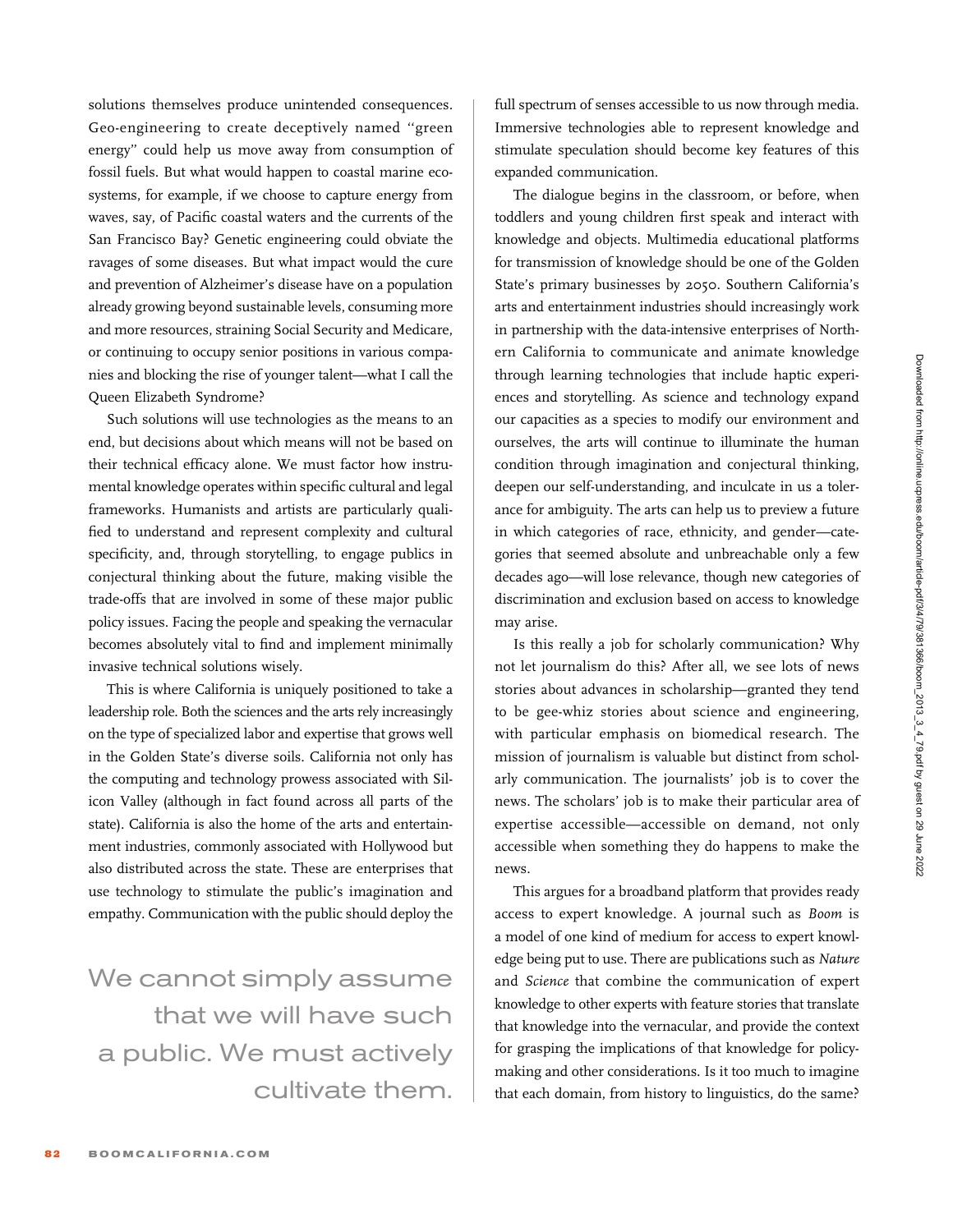solutions themselves produce unintended consequences. Geo-engineering to create deceptively named "green energy" could help us move away from consumption of fossil fuels. But what would happen to coastal marine ecosystems, for example, if we choose to capture energy from waves, say, of Pacific coastal waters and the currents of the San Francisco Bay? Genetic engineering could obviate the ravages of some diseases. But what impact would the cure and prevention of Alzheimer's disease have on a population already growing beyond sustainable levels, consuming more and more resources, straining Social Security and Medicare, or continuing to occupy senior positions in various companies and blocking the rise of younger talent—what I call the Queen Elizabeth Syndrome?

Such solutions will use technologies as the means to an end, but decisions about which means will not be based on their technical efficacy alone. We must factor how instrumental knowledge operates within specific cultural and legal frameworks. Humanists and artists are particularly qualified to understand and represent complexity and cultural specificity, and, through storytelling, to engage publics in conjectural thinking about the future, making visible the trade-offs that are involved in some of these major public policy issues. Facing the people and speaking the vernacular becomes absolutely vital to find and implement minimally invasive technical solutions wisely.

This is where California is uniquely positioned to take a leadership role. Both the sciences and the arts rely increasingly on the type of specialized labor and expertise that grows well in the Golden State's diverse soils. California not only has the computing and technology prowess associated with Silicon Valley (although in fact found across all parts of the state). California is also the home of the arts and entertainment industries, commonly associated with Hollywood but also distributed across the state. These are enterprises that use technology to stimulate the public's imagination and empathy. Communication with the public should deploy the full spectrum of senses accessible to us now through media. Immersive technologies able to represent knowledge and stimulate speculation should become key features of this expanded communication.

> We cannot simply assume that we will have such a public. We must actively cultivate them.

The dialogue begins in the classroom, or before, when toddlers and young children first speak and interact with knowledge and objects. Multimedia educational platforms for transmission of knowledge should be one of the Golden State's primary businesses by 2050. Southern California's arts and entertainment industries should increasingly work in partnership with the data-intensive enterprises of Northern California to communicate and animate knowledge through learning technologies that include haptic experiences and storytelling. As science and technology expand our capacities as a species to modify our environment and ourselves, the arts will continue to illuminate the human condition through imagination and conjectural thinking, deepen our self-understanding, and inculcate in us a tolerance for ambiguity. The arts can help us to preview a future in which categories of race, ethnicity, and gender—categories that seemed absolute and unbreachable only a few decades ago—will lose relevance, though new categories of discrimination and exclusion based on access to knowledge may arise.

Is this really a job for scholarly communication? Why not let journalism do this? After all, we see lots of news stories about advances in scholarship—granted they tend to be gee-whiz stories about science and engineering, with particular emphasis on biomedical research. The mission of journalism is valuable but distinct from scholarly communication. The journalists' job is to cover the news. The scholars' job is to make their particular area of expertise accessible—accessible on demand, not only accessible when something they do happens to make the news.

This argues for a broadband platform that provides ready access to expert knowledge. A journal such as *Boom* is a model of one kind of medium for access to expert knowledge being put to use. There are publications such as *Nature* and *Science* that combine the communication of expert knowledge to other experts with feature stories that translate that knowledge into the vernacular, and provide the context for grasping the implications of that knowledge for policymaking and other considerations. Is it too much to imagine that each domain, from history to linguistics, do the same?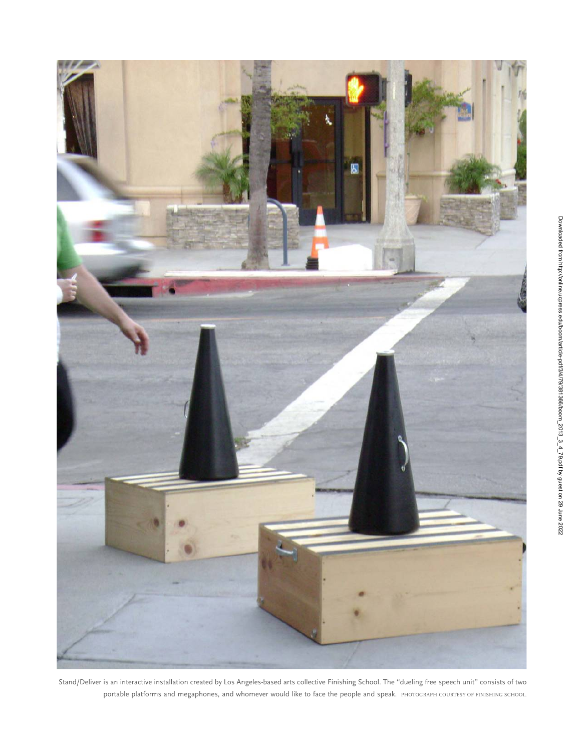Stand/Deliver is an interactive installation created by Los Angeles-based arts collective Finishing School. The "dueling free speech unit" consists of two portable platforms and megaphones, and whomever would like to face the people and speak. PHOTOGRAPH COURTESY OF FINISHING SCHOOL.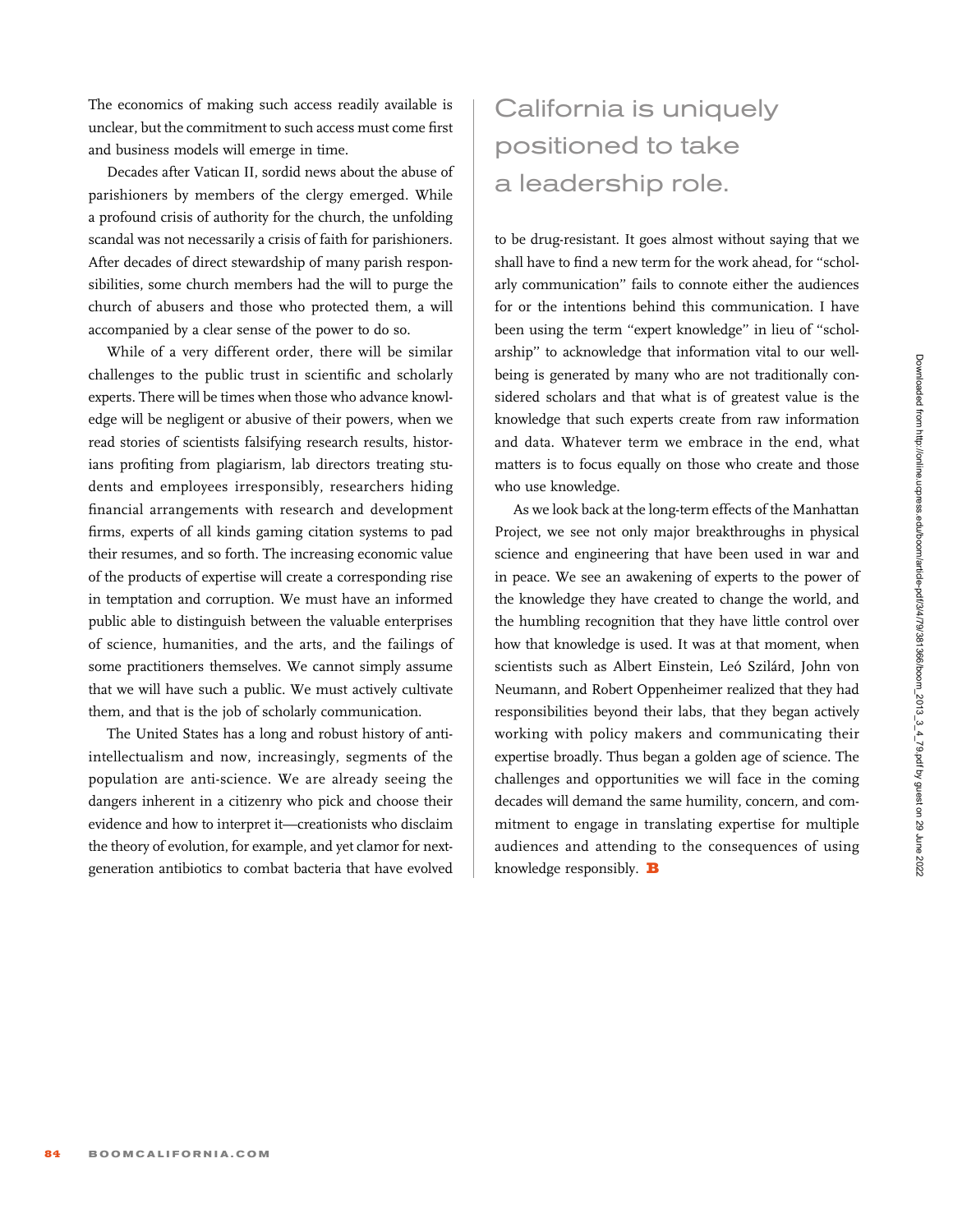The economics of making such access readily available is unclear, but the commitment to such access must come first and business models will emerge in time.

Decades after Vatican II, sordid news about the abuse of parishioners by members of the clergy emerged. While a profound crisis of authority for the church, the unfolding scandal was not necessarily a crisis of faith for parishioners. After decades of direct stewardship of many parish responsibilities, some church members had the will to purge the church of abusers and those who protected them, a will accompanied by a clear sense of the power to do so.

While of a very different order, there will be similar challenges to the public trust in scientific and scholarly experts. There will be times when those who advance knowledge will be negligent or abusive of their powers, when we read stories of scientists falsifying research results, historians profiting from plagiarism, lab directors treating students and employees irresponsibly, researchers hiding financial arrangements with research and development firms, experts of all kinds gaming citation systems to pad their resumes, and so forth. The increasing economic value of the products of expertise will create a corresponding rise in temptation and corruption. We must have an informed public able to distinguish between the valuable enterprises of science, humanities, and the arts, and the failings of some practitioners themselves. We cannot simply assume that we will have such a public. We must actively cultivate them, and that is the job of scholarly communication.

The United States has a long and robust history of anti-intellectualism and now, increasingly, segments of the population are anti-science. We are already seeing the dangers inherent in a citizenry who pick and choose their evidence and how to interpret it—creationists who disclaim the theory of evolution, for example, and yet clamor for next-generation antibiotics to combat bacteria that have evolved to be drug-resistant. It goes almost without saying that we shall have to find a new term for the work ahead, for "scholarly communication" fails to connote either the audiences for or the intentions behind this communication. I have been using the term "expert knowledge" in lieu of "scholarship" to acknowledge that information vital to our well-being is generated by many who are not traditionally considered scholars and that what is of greatest value is the knowledge that such experts create from raw information and data. Whatever term we embrace in the end, what matters is to focus equally on those who create and those who use knowledge.

> California is uniquely positioned to take a leadership role.

As we look back at the long-term effects of the Manhattan Project, we see not only major breakthroughs in physical science and engineering that have been used in war and in peace. We see an awakening of experts to the power of the knowledge they have created to change the world, and the humbling recognition that they have little control over how that knowledge is used. It was at that moment, when scientists such as Albert Einstein, Leó Szilárd, John von Neumann, and Robert Oppenheimer realized that they had responsibilities beyond their labs, that they began actively working with policy makers and communicating their expertise broadly. Thus began a golden age of science. The challenges and opportunities we will face in the coming decades will demand the same humility, concern, and commitment to engage in translating expertise for multiple audiences and attending to the consequences of using knowledge responsibly. **B**